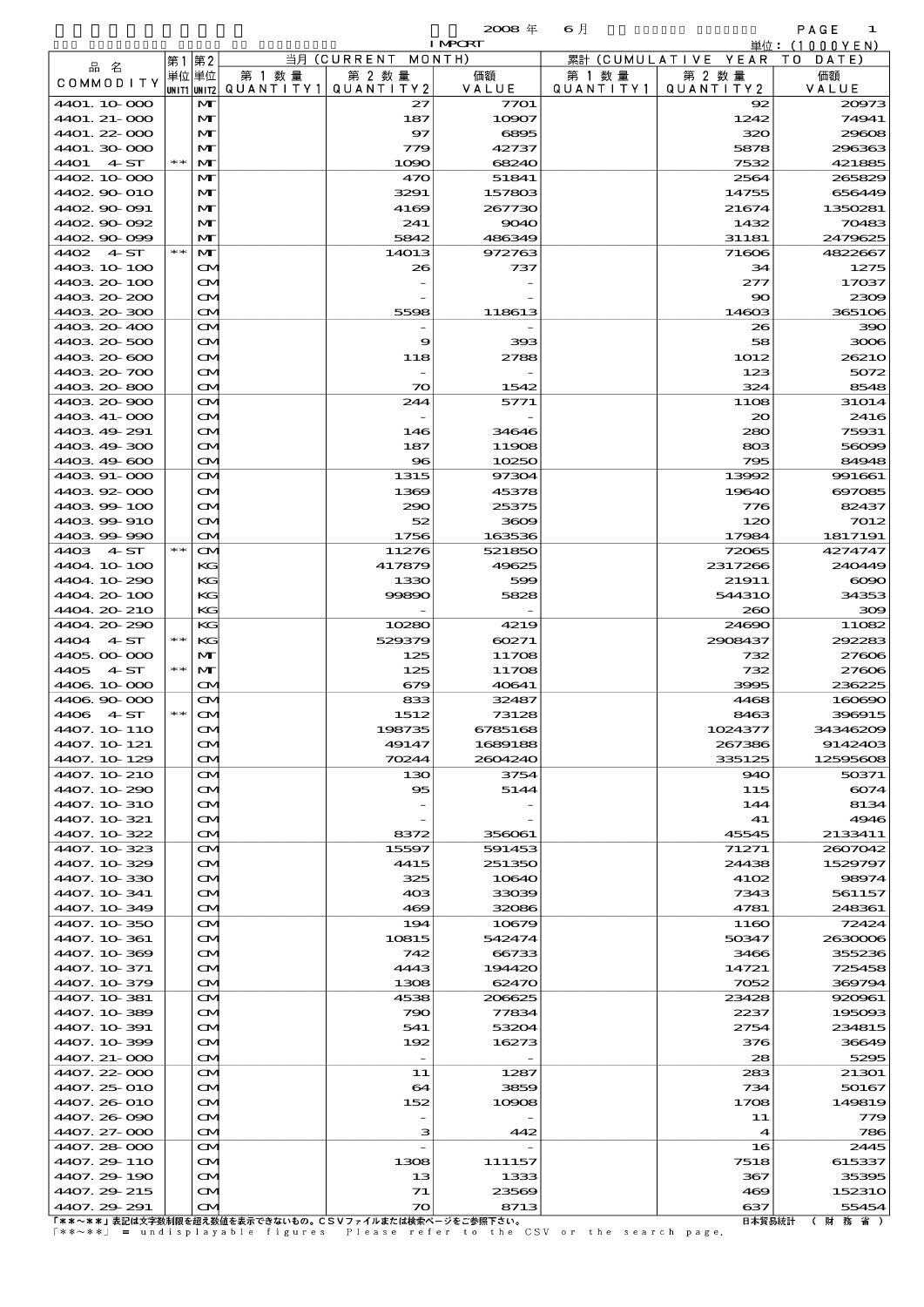2008 年 6 月 IMPORT

単位：(1000YEN)

| 品名 COMMODITY | 第1単位 UNIT1 | 第2単位 UNIT2 | 当月 (CURRENT MONTH) 第1数量 QUANTITY1 | 第2数量 QUANTITY2 | 価額 VALUE | 累計 (CUMULATIVE YEAR TO DATE) 第1数量 QUANTITY1 | 第2数量 QUANTITY2 | 価額 VALUE |
|---|---|---|---|---|---|---|---|---|
| 4401.10-000 | | MT | | 27 | 7701 | | 92 | 20973 |
| 4401.21-000 | | MT | | 187 | 10907 | | 1242 | 74941 |
| 4401.22-000 | | MT | | 97 | 6895 | | 320 | 29608 |
| 4401.30-000 | | MT | | 779 | 42737 | | 5878 | 296363 |
| 4401 4-ST | ** | MT | | 1090 | 68240 | | 7532 | 421885 |
| 4402.10-000 | | MT | | 470 | 51841 | | 2564 | 265829 |
| 4402.90-010 | | MT | | 3291 | 157803 | | 14755 | 656449 |
| 4402.90-091 | | MT | | 4169 | 267730 | | 21674 | 1350281 |
| 4402.90-092 | | MT | | 241 | 9040 | | 1432 | 70483 |
| 4402.90-099 | | MT | | 5842 | 486349 | | 31181 | 2479625 |
| 4402 4-ST | ** | MT | | 14013 | 972763 | | 71606 | 4822667 |
| 4403.10-100 | | CM | | 26 | 737 | | 34 | 1275 |
| 4403.20-100 | | CM | | - | - | | 277 | 17037 |
| 4403.20-200 | | CM | | - | - | | 90 | 2309 |
| 4403.20-300 | | CM | | 5598 | 118613 | | 14603 | 365106 |
| 4403.20-400 | | CM | | - | - | | 26 | 390 |
| 4403.20-500 | | CM | | 9 | 393 | | 58 | 3006 |
| 4403.20-600 | | CM | | 118 | 2788 | | 1012 | 26210 |
| 4403.20-700 | | CM | | - | - | | 123 | 5072 |
| 4403.20-800 | | CM | | 70 | 1542 | | 324 | 8548 |
| 4403.20-900 | | CM | | 244 | 5771 | | 1108 | 31014 |
| 4403.41-000 | | CM | | - | - | | 20 | 2416 |
| 4403.49-291 | | CM | | 146 | 34646 | | 280 | 75931 |
| 4403.49-300 | | CM | | 187 | 11908 | | 803 | 56099 |
| 4403.49-600 | | CM | | 96 | 10250 | | 795 | 84948 |
| 4403.91-000 | | CM | | 1315 | 97304 | | 13992 | 991661 |
| 4403.92-000 | | CM | | 1369 | 45378 | | 19640 | 697085 |
| 4403.99-100 | | CM | | 290 | 25375 | | 776 | 82437 |
| 4403.99-910 | | CM | | 52 | 3609 | | 120 | 7012 |
| 4403.99-990 | | CM | | 1756 | 163536 | | 17984 | 1817191 |
| 4403 4-ST | ** | CM | | 11276 | 521850 | | 72065 | 4274747 |
| 4404.10-100 | | KG | | 417879 | 49625 | | 2317266 | 240449 |
| 4404.10-290 | | KG | | 1330 | 599 | | 21911 | 6090 |
| 4404.20-100 | | KG | | 99890 | 5828 | | 544310 | 34353 |
| 4404.20-210 | | KG | | - | - | | 260 | 309 |
| 4404.20-290 | | KG | | 10280 | 4219 | | 24690 | 11082 |
| 4404 4-ST | ** | KG | | 529379 | 60271 | | 2908437 | 292283 |
| 4405.00-000 | | MT | | 125 | 11708 | | 732 | 27606 |
| 4405 4-ST | ** | MT | | 125 | 11708 | | 732 | 27606 |
| 4406.10-000 | | CM | | 679 | 40641 | | 3995 | 236225 |
| 4406.90-000 | | CM | | 833 | 32487 | | 4468 | 160690 |
| 4406 4-ST | ** | CM | | 1512 | 73128 | | 8463 | 396915 |
| 4407.10-110 | | CM | | 198735 | 6785168 | | 1024377 | 34346209 |
| 4407.10-121 | | CM | | 49147 | 1689188 | | 267386 | 9142403 |
| 4407.10-129 | | CM | | 70244 | 2604240 | | 335125 | 12595608 |
| 4407.10-210 | | CM | | 130 | 3754 | | 940 | 50371 |
| 4407.10-290 | | CM | | 95 | 5144 | | 115 | 6074 |
| 4407.10-310 | | CM | | - | - | | 144 | 8134 |
| 4407.10-321 | | CM | | - | - | | 41 | 4946 |
| 4407.10-322 | | CM | | 8372 | 356061 | | 45545 | 2133411 |
| 4407.10-323 | | CM | | 15597 | 591453 | | 71271 | 2607042 |
| 4407.10-329 | | CM | | 4415 | 251350 | | 24438 | 1529797 |
| 4407.10-330 | | CM | | 325 | 10640 | | 4102 | 98974 |
| 4407.10-341 | | CM | | 403 | 33039 | | 7343 | 561157 |
| 4407.10-349 | | CM | | 469 | 32086 | | 4781 | 248361 |
| 4407.10-350 | | CM | | 194 | 10679 | | 1160 | 72424 |
| 4407.10-361 | | CM | | 10815 | 542474 | | 50347 | 2630006 |
| 4407.10-369 | | CM | | 742 | 66733 | | 3466 | 355236 |
| 4407.10-371 | | CM | | 4443 | 194420 | | 14721 | 725458 |
| 4407.10-379 | | CM | | 1308 | 62470 | | 7052 | 369794 |
| 4407.10-381 | | CM | | 4538 | 206625 | | 23428 | 920961 |
| 4407.10-389 | | CM | | 790 | 77834 | | 2237 | 195093 |
| 4407.10-391 | | CM | | 541 | 53204 | | 2754 | 234815 |
| 4407.10-399 | | CM | | 192 | 16273 | | 376 | 36649 |
| 4407.21-000 | | CM | | - | - | | 28 | 5295 |
| 4407.22-000 | | CM | | 11 | 1287 | | 283 | 21301 |
| 4407.25-010 | | CM | | 64 | 3859 | | 734 | 50167 |
| 4407.26-010 | | CM | | 152 | 10908 | | 1708 | 149819 |
| 4407.26-090 | | CM | | - | - | | 11 | 779 |
| 4407.27-000 | | CM | | 3 | 442 | | 4 | 786 |
| 4407.28-000 | | CM | | - | - | | 16 | 2445 |
| 4407.29-110 | | CM | | 1308 | 111157 | | 7518 | 615337 |
| 4407.29-190 | | CM | | 13 | 1333 | | 367 | 35395 |
| 4407.29-215 | | CM | | 71 | 23569 | | 469 | 152310 |
| 4407.29-291 | | CM | | 70 | 8713 | | 637 | 55454 |

「**～**」表記は文字数制限を超え数値を表示できないもの。CSVファイルまたは検索ページをご参照下さい。
「**～**」 = undisplayable figures Please refer to the CSV or the search page.

日本貿易統計 （財務省）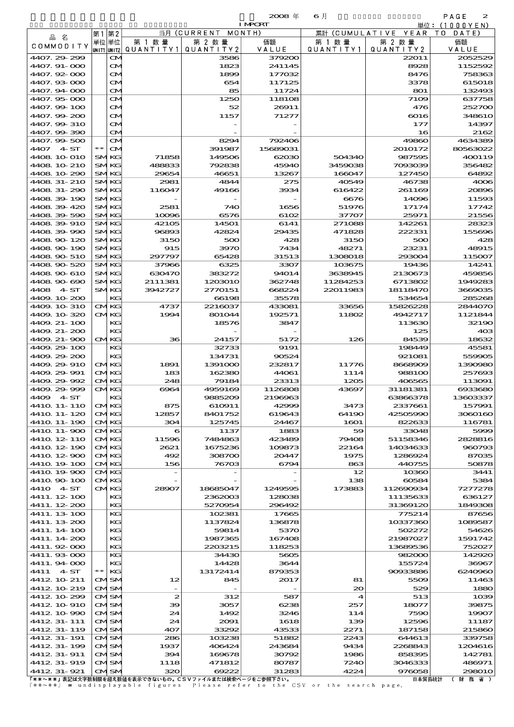2008 年 6 月 IMPORT

単位：(1000YEN)

| 品 名 COMMODITY | 第1 単位 UNIT1 | 第2 単位 UNIT2 | 当月 (CURRENT MONTH) 第 1 数 量 QUANTITY1 | 第 2 数 量 QUANTITY2 | 価額 VALUE | 累計 (CUMULATIVE YEAR TO DATE) 第 1 数 量 QUANTITY1 | 第 2 数 量 QUANTITY2 | 価額 VALUE |
|---|---|---|---|---|---|---|---|---|
| 4407.29-299 | | CM | | 3586 | 379200 | | 22011 | 2052529 |
| 4407.91-000 | | CM | | 1823 | 241145 | | 8928 | 1152592 |
| 4407.92-000 | | CM | | 1899 | 177032 | | 8476 | 758363 |
| 4407.93-000 | | CM | | 654 | 117125 | | 3378 | 615018 |
| 4407.94-000 | | CM | | 85 | 11724 | | 801 | 132493 |
| 4407.95-000 | | CM | | 1250 | 118108 | | 7109 | 637758 |
| 4407.99-100 | | CM | | 52 | 26911 | | 476 | 252700 |
| 4407.99-200 | | CM | | 1157 | 71277 | | 6016 | 348610 |
| 4407.99-310 | | CM | | - | - | | 177 | 14397 |
| 4407.99-390 | | CM | | - | - | | 16 | 2162 |
| 4407.99-500 | | CM | | 8294 | 792406 | | 49860 | 4634389 |
| 4407 4-ST | ** | CM | | 391987 | 15689031 | | 2010172 | 80563022 |
| 4408.10-010 | SM | KG | 71858 | 149506 | 62030 | 504340 | 987595 | 400119 |
| 4408.10-210 | SM | KG | 488833 | 792838 | 45940 | 3459038 | 7093039 | 356482 |
| 4408.10-290 | SM | KG | 29654 | 46651 | 13267 | 166047 | 127450 | 64892 |
| 4408.31-210 | SM | KG | 2981 | 4844 | 275 | 40549 | 46738 | 4006 |
| 4408.31-290 | SM | KG | 116047 | 49166 | 3934 | 616422 | 261169 | 20896 |
| 4408.39-190 | SM | KG | - | - | - | 6676 | 14096 | 11593 |
| 4408.39-420 | SM | KG | 2581 | 740 | 1656 | 51976 | 17174 | 17742 |
| 4408.39-590 | SM | KG | 10096 | 6576 | 6102 | 37707 | 25971 | 21556 |
| 4408.39-910 | SM | KG | 42105 | 14501 | 6141 | 271088 | 142261 | 28323 |
| 4408.39-990 | SM | KG | 96893 | 42824 | 29435 | 471828 | 222331 | 155696 |
| 4408.90-120 | SM | KG | 3150 | 500 | 428 | 3150 | 500 | 428 |
| 4408.90-190 | SM | KG | 915 | 3970 | 7434 | 48271 | 23231 | 48915 |
| 4408.90-510 | SM | KG | 297797 | 65428 | 31513 | 1308018 | 293004 | 115007 |
| 4408.90-520 | SM | KG | 37966 | 6325 | 3307 | 103675 | 19436 | 14241 |
| 4408.90-610 | SM | KG | 630470 | 383272 | 94014 | 3638945 | 2130673 | 459856 |
| 4408.90-690 | SM | KG | 2111381 | 1203010 | 362748 | 11284253 | 6713802 | 1949283 |
| 4408 4-ST | SM | KG | 3942727 | 2770151 | 668224 | 22011983 | 18118470 | 3669035 |
| 4409.10-200 | | KG | | 66198 | 35578 | | 534654 | 285268 |
| 4409.10-310 | CM | KG | 4737 | 2216037 | 433081 | 33656 | 15826228 | 2844070 |
| 4409.10-320 | CM | KG | 1994 | 801044 | 192571 | 11802 | 4942717 | 1121844 |
| 4409.21-100 | | KG | | 18576 | 3847 | | 113630 | 32190 |
| 4409.21-200 | | KG | | - | - | | 125 | 403 |
| 4409.21-900 | CM | KG | 36 | 24157 | 5172 | 126 | 84539 | 18632 |
| 4409.29-100 | | KG | | 32733 | 9191 | | 198449 | 45581 |
| 4409.29-200 | | KG | | 134731 | 90524 | | 921081 | 559905 |
| 4409.29-910 | CM | KG | 1891 | 1391000 | 232817 | 11776 | 8668909 | 1390980 |
| 4409.29-991 | CM | KG | 183 | 162380 | 44061 | 1114 | 988100 | 257693 |
| 4409.29-992 | CM | KG | 248 | 79184 | 23313 | 1205 | 406565 | 113091 |
| 4409.29-999 | CM | KG | 6964 | 4959169 | 1126808 | 43697 | 31181381 | 6933680 |
| 4409 4-ST | | KG | | 9885209 | 2196963 | | 63866378 | 13603337 |
| 4410.11-110 | CM | KG | 875 | 610911 | 42999 | 3473 | 2337661 | 157991 |
| 4410.11-120 | CM | KG | 12857 | 8401752 | 619643 | 64190 | 42505990 | 3060160 |
| 4410.11-190 | CM | KG | 304 | 125745 | 24467 | 1601 | 822633 | 116781 |
| 4410.11-900 | CM | KG | 6 | 1137 | 1883 | 59 | 33048 | 5999 |
| 4410.12-110 | CM | KG | 11596 | 7484863 | 423489 | 79408 | 51158346 | 2828816 |
| 4410.12-190 | CM | KG | 2621 | 1675236 | 109873 | 22164 | 14034633 | 960793 |
| 4410.12-900 | CM | KG | 492 | 308700 | 20447 | 1975 | 1286924 | 87035 |
| 4410.19-100 | CM | KG | 156 | 76703 | 6794 | 863 | 440755 | 50878 |
| 4410.19-900 | CM | KG | - | - | - | 12 | 10360 | 3441 |
| 4410.90-100 | CM | KG | - | - | - | 138 | 60584 | 5384 |
| 4410 4-ST | CM | KG | 28907 | 18685047 | 1249595 | 173883 | 112690934 | 7277278 |
| 4411.12-100 | | KG | | 2362003 | 128038 | | 11135633 | 636127 |
| 4411.12-200 | | KG | | 5270954 | 296492 | | 31369120 | 1849308 |
| 4411.13-100 | | KG | | 102381 | 17665 | | 775214 | 87656 |
| 4411.13-200 | | KG | | 1137824 | 136878 | | 10337360 | 1089587 |
| 4411.14-100 | | KG | | 59814 | 5370 | | 502272 | 54626 |
| 4411.14-200 | | KG | | 1987365 | 167408 | | 21987027 | 1591742 |
| 4411.92-000 | | KG | | 2203215 | 118253 | | 13689536 | 752027 |
| 4411.93-000 | | KG | | 34430 | 5605 | | 982000 | 142920 |
| 4411.94-000 | | KG | | 14428 | 3644 | | 155724 | 36967 |
| 4411 4-ST | ** | KG | | 13172414 | 879353 | | 90933886 | 6240960 |
| 4412.10-211 | CM | SM | 12 | 845 | 2017 | 81 | 5509 | 11463 |
| 4412.10-219 | CM | SM | - | - | - | 20 | 529 | 1880 |
| 4412.10-299 | CM | SM | 2 | 312 | 587 | 4 | 513 | 1039 |
| 4412.10-910 | CM | SM | 39 | 3057 | 6238 | 257 | 18077 | 39875 |
| 4412.10-990 | CM | SM | 24 | 1492 | 3246 | 114 | 7590 | 19907 |
| 4412.31-111 | CM | SM | 24 | 2091 | 1618 | 139 | 12596 | 11187 |
| 4412.31-119 | CM | SM | 407 | 33292 | 43533 | 2271 | 187158 | 215860 |
| 4412.31-191 | CM | SM | 286 | 103238 | 51882 | 2243 | 644613 | 339758 |
| 4412.31-199 | CM | SM | 1937 | 406424 | 243684 | 9434 | 2268843 | 1204616 |
| 4412.31-911 | CM | SM | 394 | 169678 | 30792 | 1986 | 858395 | 142781 |
| 4412.31-919 | CM | SM | 1118 | 471812 | 80787 | 7240 | 3046333 | 486971 |
| 4412.31-921 | CM | SM | 320 | 69222 | 31283 | 4224 | 976058 | 298010 |

「**～**」表記は文字数制限を超え数値を表示できないもの。CSVファイルまたは検索ページをご参照下さい。
「**～**」 = undisplayable figures Please refer to the CSV or the search page.

日本貿易統計 （財務省）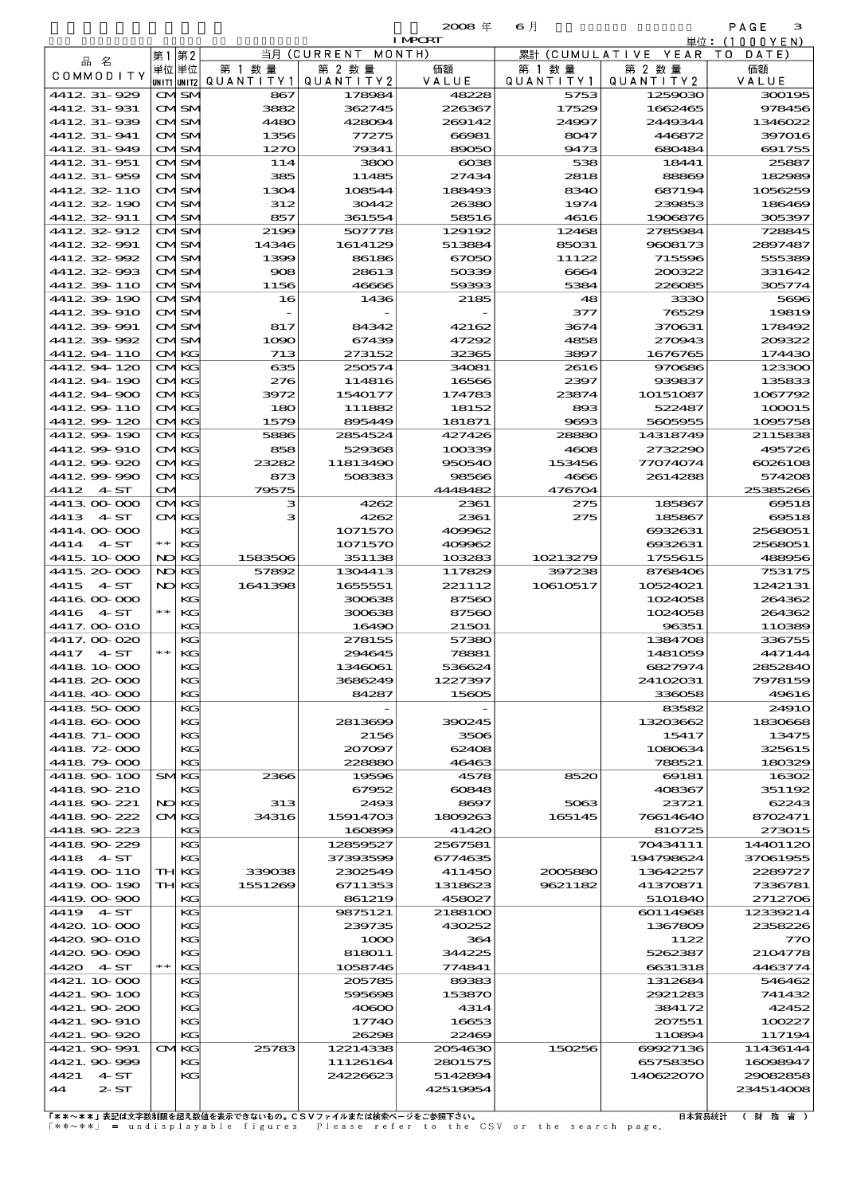2008 年 6月 IMPORT

単位：(1000YEN)

| 品 名 COMMODITY | 第1 単位 UNIT1 | 第2 単位 UNIT2 | 当月 (CURRENT MONTH) 第 1 数 量 QUANTITY1 | 第 2 数 量 QUANTITY2 | 価額 VALUE | 累計 (CUMULATIVE YEAR TO DATE) 第 1 数 量 QUANTITY1 | 第 2 数 量 QUANTITY2 | 価額 VALUE |
|---|---|---|---|---|---|---|---|---|
| 4412.31-929 | CM | SM | 867 | 178984 | 48228 | 5753 | 1259030 | 300195 |
| 4412.31-931 | CM | SM | 3882 | 362745 | 226367 | 17529 | 1662465 | 978456 |
| 4412.31-939 | CM | SM | 4480 | 428094 | 269142 | 24997 | 2449344 | 1346022 |
| 4412.31-941 | CM | SM | 1356 | 77275 | 66981 | 8047 | 446872 | 397016 |
| 4412.31-949 | CM | SM | 1270 | 79341 | 89050 | 9473 | 680484 | 691755 |
| 4412.31-951 | CM | SM | 114 | 3800 | 6038 | 538 | 18441 | 25887 |
| 4412.31-959 | CM | SM | 385 | 11485 | 27434 | 2818 | 88869 | 182989 |
| 4412.32-110 | CM | SM | 1304 | 108544 | 188493 | 8340 | 687194 | 1056259 |
| 4412.32-190 | CM | SM | 312 | 30442 | 26380 | 1974 | 239853 | 186469 |
| 4412.32-911 | CM | SM | 857 | 361554 | 58516 | 4616 | 1906876 | 305397 |
| 4412.32-912 | CM | SM | 2199 | 507778 | 129192 | 12468 | 2785984 | 728845 |
| 4412.32-991 | CM | SM | 14346 | 1614129 | 513884 | 85031 | 9608173 | 2897487 |
| 4412.32-992 | CM | SM | 1399 | 86186 | 67050 | 11122 | 715596 | 555389 |
| 4412.32-993 | CM | SM | 908 | 28613 | 50339 | 6664 | 200322 | 331642 |
| 4412.39-110 | CM | SM | 1156 | 46666 | 59393 | 5384 | 226085 | 305774 |
| 4412.39-190 | CM | SM | 16 | 1436 | 2185 | 48 | 3330 | 5696 |
| 4412.39-910 | CM | SM | - | - | - | 377 | 76529 | 19819 |
| 4412.39-991 | CM | SM | 817 | 84342 | 42162 | 3674 | 370631 | 178492 |
| 4412.39-992 | CM | SM | 1090 | 67439 | 47292 | 4858 | 270943 | 209322 |
| 4412.94-110 | CM | KG | 713 | 273152 | 32365 | 3897 | 1676765 | 174430 |
| 4412.94-120 | CM | KG | 635 | 250574 | 34081 | 2616 | 970686 | 123300 |
| 4412.94-190 | CM | KG | 276 | 114816 | 16566 | 2397 | 939837 | 135833 |
| 4412.94-900 | CM | KG | 3972 | 1540177 | 174783 | 23874 | 10151087 | 1067792 |
| 4412.99-110 | CM | KG | 180 | 111882 | 18152 | 893 | 522487 | 100015 |
| 4412.99-120 | CM | KG | 1579 | 895449 | 181871 | 9693 | 5605955 | 1095758 |
| 4412.99-190 | CM | KG | 5886 | 2854524 | 427426 | 28880 | 14318749 | 2115838 |
| 4412.99-910 | CM | KG | 858 | 529368 | 100339 | 4608 | 2732290 | 495726 |
| 4412.99-920 | CM | KG | 23282 | 11813490 | 950540 | 153456 | 77074074 | 6026108 |
| 4412.99-990 | CM | KG | 873 | 508383 | 98566 | 4666 | 2614288 | 574208 |
| 4412 4-ST | CM | | 79575 | | 4448482 | 476704 | | 25385266 |
| 4413.00-000 | CM | KG | 3 | 4262 | 2361 | 275 | 185867 | 69518 |
| 4413 4-ST | CM | KG | 3 | 4262 | 2361 | 275 | 185867 | 69518 |
| 4414.00-000 | | KG | | 1071570 | 409962 | | 6932631 | 2568051 |
| 4414 4-ST | ** | KG | | 1071570 | 409962 | | 6932631 | 2568051 |
| 4415.10-000 | NO | KG | 1583506 | 351138 | 103283 | 10213279 | 1755615 | 488956 |
| 4415.20-000 | NO | KG | 57892 | 1304413 | 117829 | 397238 | 8768406 | 753175 |
| 4415 4-ST | NO | KG | 1641398 | 1655551 | 221112 | 10610517 | 10524021 | 1242131 |
| 4416.00-000 | | KG | | 300638 | 87560 | | 1024058 | 264362 |
| 4416 4-ST | ** | KG | | 300638 | 87560 | | 1024058 | 264362 |
| 4417.00-010 | | KG | | 16490 | 21501 | | 96351 | 110389 |
| 4417.00-020 | | KG | | 278155 | 57380 | | 1384708 | 336755 |
| 4417 4-ST | ** | KG | | 294645 | 78881 | | 1481059 | 447144 |
| 4418.10-000 | | KG | | 1346061 | 536624 | | 6827974 | 2852840 |
| 4418.20-000 | | KG | | 3686249 | 1227397 | | 24102031 | 7978159 |
| 4418.40-000 | | KG | | 84287 | 15605 | | 336058 | 49616 |
| 4418.50-000 | | KG | | - | - | | 83582 | 24910 |
| 4418.60-000 | | KG | | 2813699 | 390245 | | 13203662 | 1830668 |
| 4418.71-000 | | KG | | 2156 | 3506 | | 15417 | 13475 |
| 4418.72-000 | | KG | | 207097 | 62408 | | 1080634 | 325615 |
| 4418.79-000 | | KG | | 228880 | 46463 | | 788521 | 180329 |
| 4418.90-100 | SM | KG | 2366 | 19596 | 4578 | 8520 | 69181 | 16302 |
| 4418.90-210 | | KG | | 67952 | 60848 | | 408367 | 351192 |
| 4418.90-221 | NO | KG | 313 | 2493 | 8697 | 5063 | 23721 | 62243 |
| 4418.90-222 | CM | KG | 34316 | 15914703 | 1809263 | 165145 | 76614640 | 8702471 |
| 4418.90-223 | | KG | | 160899 | 41420 | | 810725 | 273015 |
| 4418.90-229 | | KG | | 12859527 | 2567581 | | 70434111 | 14401120 |
| 4418 4-ST | | KG | | 37393599 | 6774635 | | 194798624 | 37061955 |
| 4419.00-110 | TH | KG | 339038 | 2302549 | 411450 | 2005880 | 13642257 | 2289727 |
| 4419.00-190 | TH | KG | 1551269 | 6711353 | 1318623 | 9621182 | 41370871 | 7336781 |
| 4419.00-900 | | KG | | 861219 | 458027 | | 5101840 | 2712706 |
| 4419 4-ST | | KG | | 9875121 | 2188100 | | 60114968 | 12339214 |
| 4420.10-000 | | KG | | 239735 | 430252 | | 1367809 | 2358226 |
| 4420.90-010 | | KG | | 1000 | 364 | | 1122 | 770 |
| 4420.90-090 | | KG | | 818011 | 344225 | | 5262387 | 2104778 |
| 4420 4-ST | ** | KG | | 1058746 | 774841 | | 6631318 | 4463774 |
| 4421.10-000 | | KG | | 205785 | 89383 | | 1312684 | 546462 |
| 4421.90-100 | | KG | | 595698 | 153870 | | 2921283 | 741432 |
| 4421.90-200 | | KG | | 40600 | 4314 | | 384172 | 42452 |
| 4421.90-910 | | KG | | 17740 | 16653 | | 207551 | 100227 |
| 4421.90-920 | | KG | | 26298 | 22469 | | 110894 | 117194 |
| 4421.90-991 | CM | KG | 25783 | 12214338 | 2054630 | 150256 | 69927136 | 11436144 |
| 4421.90-999 | | KG | | 11126164 | 2801575 | | 65758350 | 16098947 |
| 4421 4-ST | | KG | | 24226623 | 5142894 | | 140622070 | 29082858 |
| 44 2-ST | | | | | 42519954 | | | 234514008 |

「**～**」表記は文字制限を超え数値を表示できないもの。CSVファイルまたは検索ページをご参照下さい。
「**～**」 = undisplayable figures Please refer to the CSV or the search page.

日本貿易統計 （財務省）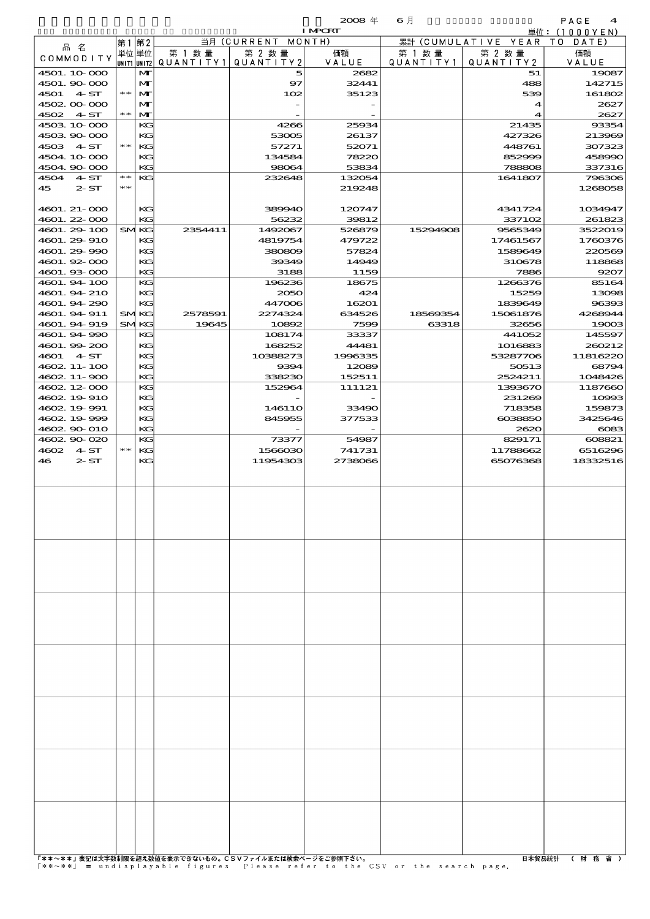2008 年 6 月 IMPORT

単位: (1000YEN)

| 品 名 COMMODITY | 第1 単位 UNIT1 | 第2 単位 UNIT2 | 当月 (CURRENT MONTH) 第 1 数 量 QUANTITY1 | 第 2 数 量 QUANTITY2 | 価額 VALUE | 累計 (CUMULATIVE YEAR TO DATE) 第 1 数 量 QUANTITY1 | 第 2 数 量 QUANTITY2 | 価額 VALUE |
|---|---|---|---|---|---|---|---|---|
| 4501.10-000 | | MT | | 5 | 2682 | | 51 | 19087 |
| 4501.90-000 | | MT | | 97 | 32441 | | 488 | 142715 |
| 4501 4-ST | ** | MT | | 102 | 35123 | | 539 | 161802 |
| 4502.00-000 | | MT | | - | - | | 4 | 2627 |
| 4502 4-ST | ** | MT | | - | - | | 4 | 2627 |
| 4503.10-000 | | KG | | 4266 | 25934 | | 21435 | 93354 |
| 4503.90-000 | | KG | | 53005 | 26137 | | 427326 | 213969 |
| 4503 4-ST | ** | KG | | 57271 | 52071 | | 448761 | 307323 |
| 4504.10-000 | | KG | | 134584 | 78220 | | 852999 | 458990 |
| 4504.90-000 | | KG | | 98064 | 53834 | | 788808 | 337316 |
| 4504 4-ST | ** | KG | | 232648 | 132054 | | 1641807 | 796306 |
| 45 2-ST | ** | | | | 219248 | | | 1268058 |
| 4601.21-000 | | KG | | 389940 | 120747 | | 4341724 | 1034947 |
| 4601.22-000 | | KG | | 56232 | 39812 | | 337102 | 261823 |
| 4601.29-100 | SM | KG | 2354411 | 1492067 | 526879 | 15294908 | 9565349 | 3522019 |
| 4601.29-910 | | KG | | 4819754 | 479722 | | 17461567 | 1760376 |
| 4601.29-990 | | KG | | 380809 | 57824 | | 1589649 | 220569 |
| 4601.92-000 | | KG | | 39349 | 14949 | | 310678 | 118868 |
| 4601.93-000 | | KG | | 3188 | 1159 | | 7886 | 9207 |
| 4601.94-100 | | KG | | 196236 | 18675 | | 1266376 | 85164 |
| 4601.94-210 | | KG | | 2050 | 424 | | 15259 | 13098 |
| 4601.94-290 | | KG | | 447006 | 16201 | | 1839649 | 96393 |
| 4601.94-911 | SM | KG | 2578591 | 2274324 | 634526 | 18569354 | 15061876 | 4268944 |
| 4601.94-919 | SM | KG | 19645 | 10892 | 7599 | 63318 | 32656 | 19003 |
| 4601.94-990 | | KG | | 108174 | 33337 | | 441052 | 145597 |
| 4601.99-200 | | KG | | 168252 | 44481 | | 1016883 | 260212 |
| 4601 4-ST | | KG | | 10388273 | 1996335 | | 53287706 | 11816220 |
| 4602.11-100 | | KG | | 9394 | 12089 | | 50513 | 68794 |
| 4602.11-900 | | KG | | 338230 | 152511 | | 2524211 | 1048426 |
| 4602.12-000 | | KG | | 152964 | 111121 | | 1393670 | 1187660 |
| 4602.19-910 | | KG | | - | - | | 231269 | 10993 |
| 4602.19-991 | | KG | | 146110 | 33490 | | 718358 | 159873 |
| 4602.19-999 | | KG | | 845955 | 377533 | | 6038850 | 3425646 |
| 4602.90-010 | | KG | | - | - | | 2620 | 6083 |
| 4602.90-020 | | KG | | 73377 | 54987 | | 829171 | 608821 |
| 4602 4-ST | ** | KG | | 1566030 | 741731 | | 11788662 | 6516296 |
| 46 2-ST | | KG | | 11954303 | 2738066 | | 65076368 | 18332516 |

「**～**」表記は文字数制限を超え数値を表示できないもの。CSVファイルまたは検索ページをご参照下さい。
「**～**」 = undisplayable figures Please refer to the CSV or the search page.

日本貿易統計 (財 務 省)